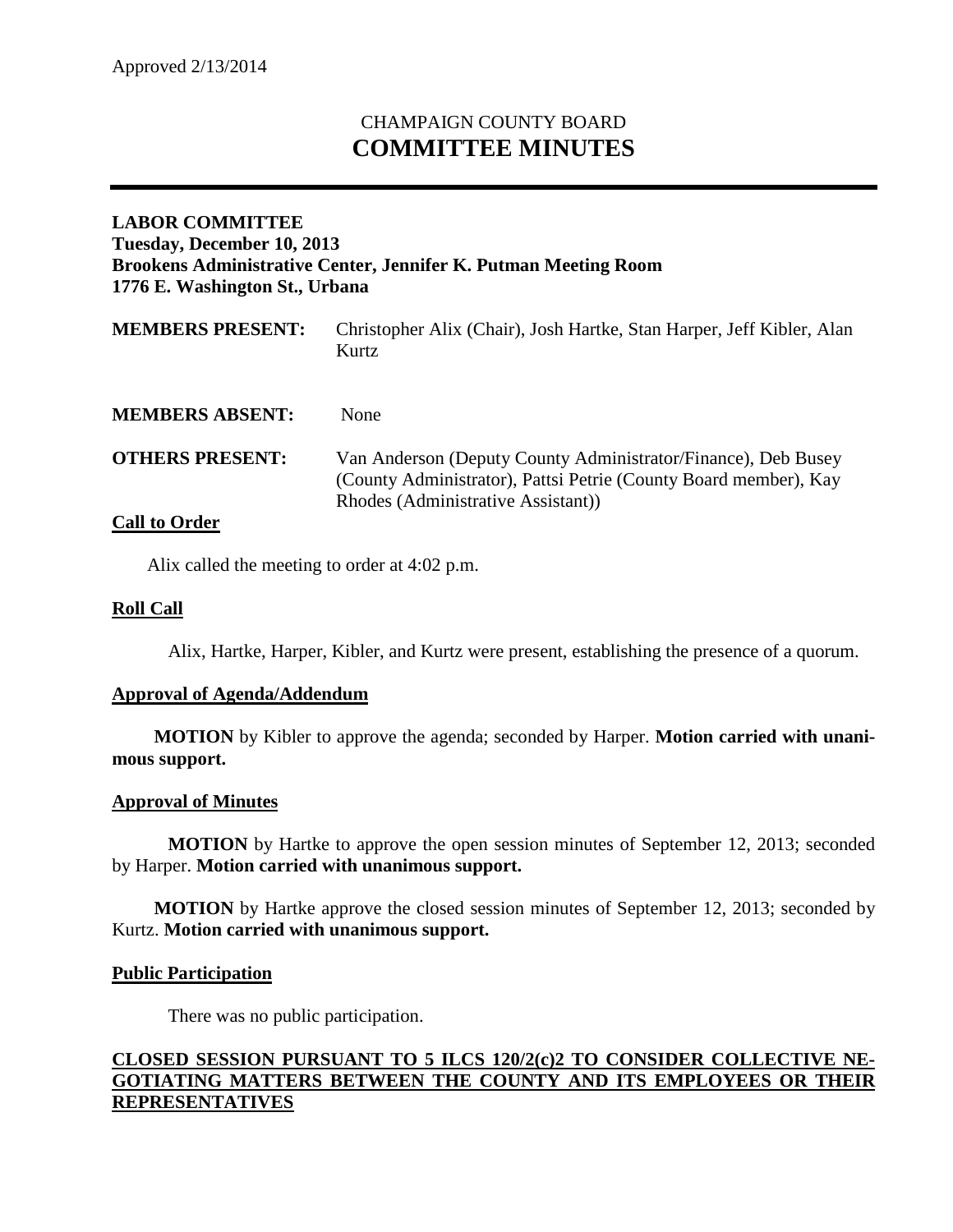Approved 2/13/2014

# CHAMPAIGN COUNTY BOARD
# COMMITTEE MINUTES

**LABOR COMMITTEE**
**Tuesday, December 10, 2013**
**Brookens Administrative Center, Jennifer K. Putman Meeting Room**
**1776 E. Washington St., Urbana**

**MEMBERS PRESENT:** Christopher Alix (Chair), Josh Hartke, Stan Harper, Jeff Kibler, Alan Kurtz

**MEMBERS ABSENT:** None

**OTHERS PRESENT:** Van Anderson (Deputy County Administrator/Finance), Deb Busey (County Administrator), Pattsi Petrie (County Board member), Kay Rhodes (Administrative Assistant))

## Call to Order

Alix called the meeting to order at 4:02 p.m.

## Roll Call

Alix, Hartke, Harper, Kibler, and Kurtz were present, establishing the presence of a quorum.

## Approval of Agenda/Addendum

**MOTION** by Kibler to approve the agenda; seconded by Harper. **Motion carried with unanimous support.**

## Approval of Minutes

**MOTION** by Hartke to approve the open session minutes of September 12, 2013; seconded by Harper. **Motion carried with unanimous support.**

**MOTION** by Hartke approve the closed session minutes of September 12, 2013; seconded by Kurtz. **Motion carried with unanimous support.**

## Public Participation

There was no public participation.

## CLOSED SESSION PURSUANT TO 5 ILCS 120/2(c)2 TO CONSIDER COLLECTIVE NEGOTIATING MATTERS BETWEEN THE COUNTY AND ITS EMPLOYEES OR THEIR REPRESENTATIVES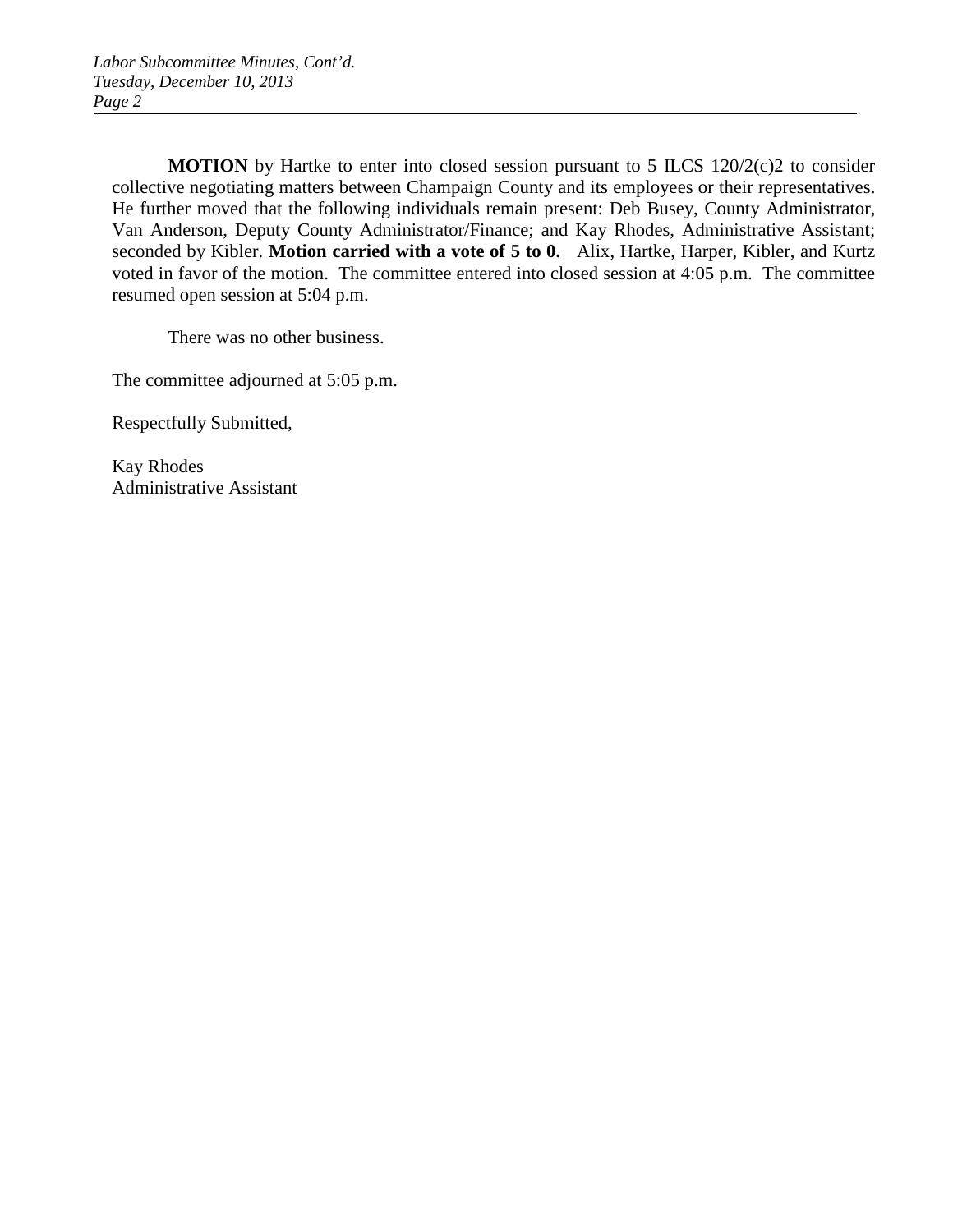**MOTION** by Hartke to enter into closed session pursuant to 5 ILCS 120/2(c)2 to consider collective negotiating matters between Champaign County and its employees or their representatives. He further moved that the following individuals remain present: Deb Busey, County Administrator, Van Anderson, Deputy County Administrator/Finance; and Kay Rhodes, Administrative Assistant; seconded by Kibler. **Motion carried with a vote of 5 to 0.** Alix, Hartke, Harper, Kibler, and Kurtz voted in favor of the motion. The committee entered into closed session at 4:05 p.m. The committee resumed open session at 5:04 p.m.

There was no other business.

The committee adjourned at 5:05 p.m.

Respectfully Submitted,

Kay Rhodes
Administrative Assistant